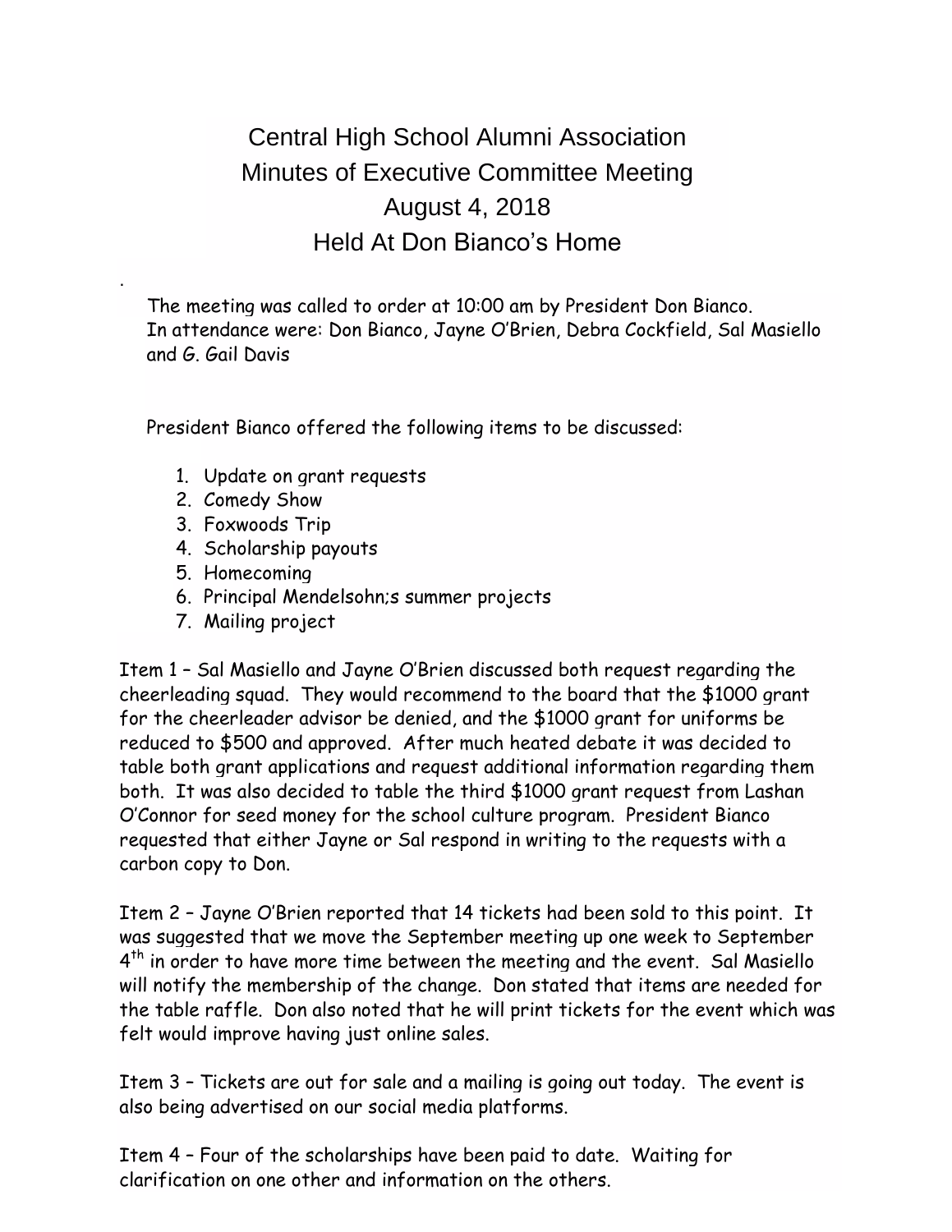# Central High School Alumni Association
## Minutes of Executive Committee Meeting
## August 4, 2018
## Held At Don Bianco's Home

.

The meeting was called to order at 10:00 am by President Don Bianco.
In attendance were: Don Bianco, Jayne O'Brien, Debra Cockfield, Sal Masiello and G. Gail Davis

President Bianco offered the following items to be discussed:

1. Update on grant requests
2. Comedy Show
3. Foxwoods Trip
4. Scholarship payouts
5. Homecoming
6. Principal Mendelsohn;s summer projects
7. Mailing project

Item 1 – Sal Masiello and Jayne O'Brien discussed both request regarding the cheerleading squad. They would recommend to the board that the $1000 grant for the cheerleader advisor be denied, and the $1000 grant for uniforms be reduced to $500 and approved. After much heated debate it was decided to table both grant applications and request additional information regarding them both. It was also decided to table the third $1000 grant request from Lashan O'Connor for seed money for the school culture program. President Bianco requested that either Jayne or Sal respond in writing to the requests with a carbon copy to Don.

Item 2 – Jayne O'Brien reported that 14 tickets had been sold to this point. It was suggested that we move the September meeting up one week to September 4th in order to have more time between the meeting and the event. Sal Masiello will notify the membership of the change. Don stated that items are needed for the table raffle. Don also noted that he will print tickets for the event which was felt would improve having just online sales.

Item 3 – Tickets are out for sale and a mailing is going out today. The event is also being advertised on our social media platforms.

Item 4 – Four of the scholarships have been paid to date. Waiting for clarification on one other and information on the others.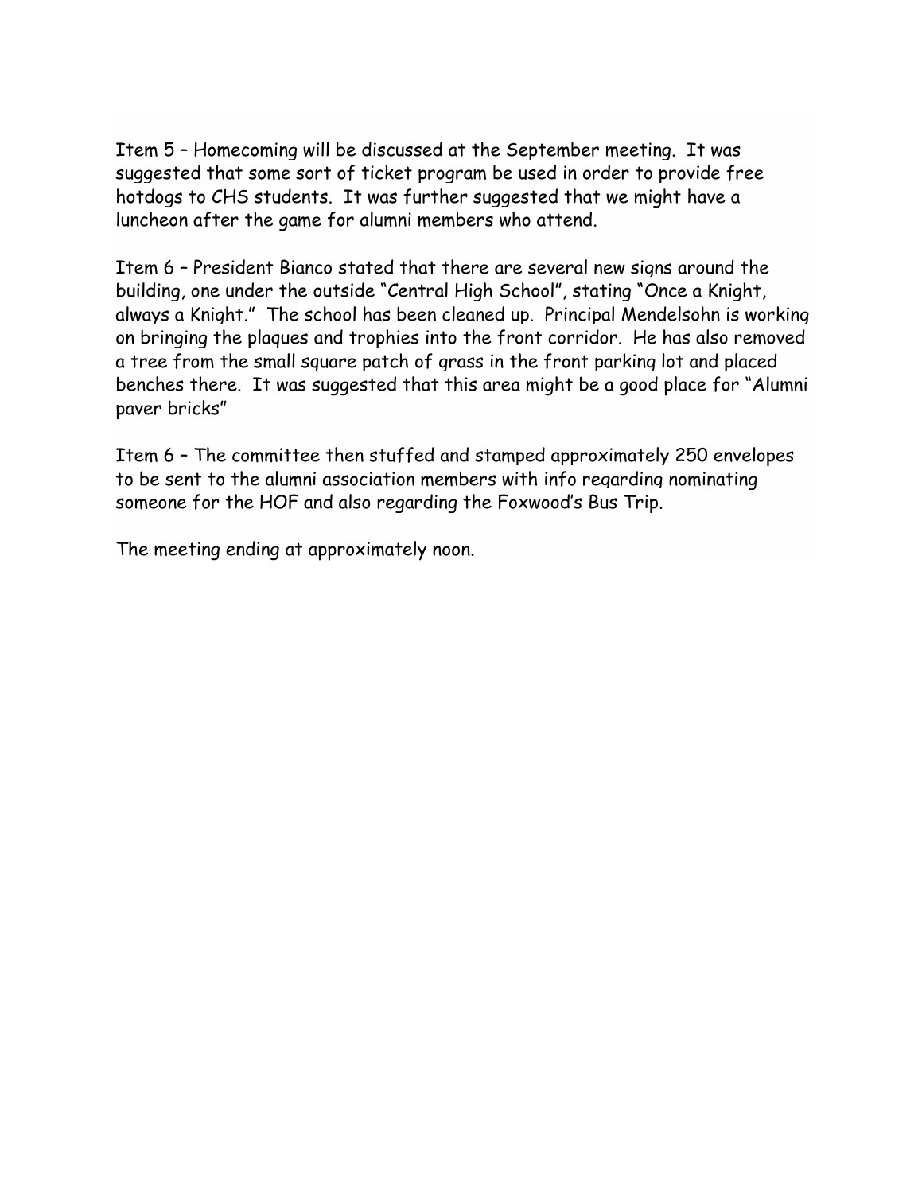Item 5 – Homecoming will be discussed at the September meeting. It was suggested that some sort of ticket program be used in order to provide free hotdogs to CHS students. It was further suggested that we might have a luncheon after the game for alumni members who attend.

Item 6 – President Bianco stated that there are several new signs around the building, one under the outside "Central High School", stating "Once a Knight, always a Knight." The school has been cleaned up. Principal Mendelsohn is working on bringing the plaques and trophies into the front corridor. He has also removed a tree from the small square patch of grass in the front parking lot and placed benches there. It was suggested that this area might be a good place for "Alumni paver bricks"

Item 6 – The committee then stuffed and stamped approximately 250 envelopes to be sent to the alumni association members with info regarding nominating someone for the HOF and also regarding the Foxwood's Bus Trip.

The meeting ending at approximately noon.